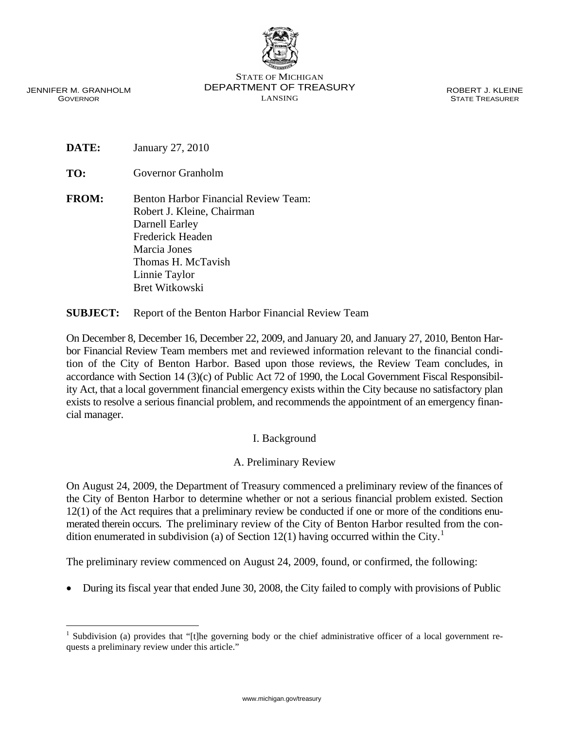STATE OF MICHIGAN
DEPARTMENT OF TREASURY
LANSING

JENNIFER M. GRANHOLM
GOVERNOR

ROBERT J. KLEINE
STATE TREASURER

**DATE:** January 27, 2010

**TO:** Governor Granholm

**FROM:** Benton Harbor Financial Review Team:
Robert J. Kleine, Chairman
Darnell Earley
Frederick Headen
Marcia Jones
Thomas H. McTavish
Linnie Taylor
Bret Witkowski

**SUBJECT:** Report of the Benton Harbor Financial Review Team

On December 8, December 16, December 22, 2009, and January 20, and January 27, 2010, Benton Harbor Financial Review Team members met and reviewed information relevant to the financial condition of the City of Benton Harbor. Based upon those reviews, the Review Team concludes, in accordance with Section 14 (3)(c) of Public Act 72 of 1990, the Local Government Fiscal Responsibility Act, that a local government financial emergency exists within the City because no satisfactory plan exists to resolve a serious financial problem, and recommends the appointment of an emergency financial manager.

## I. Background

### A. Preliminary Review

On August 24, 2009, the Department of Treasury commenced a preliminary review of the finances of the City of Benton Harbor to determine whether or not a serious financial problem existed. Section 12(1) of the Act requires that a preliminary review be conducted if one or more of the conditions enumerated therein occurs. The preliminary review of the City of Benton Harbor resulted from the condition enumerated in subdivision (a) of Section 12(1) having occurred within the City.[1]

The preliminary review commenced on August 24, 2009, found, or confirmed, the following:

- During its fiscal year that ended June 30, 2008, the City failed to comply with provisions of Public

[1] Subdivision (a) provides that "[t]he governing body or the chief administrative officer of a local government requests a preliminary review under this article."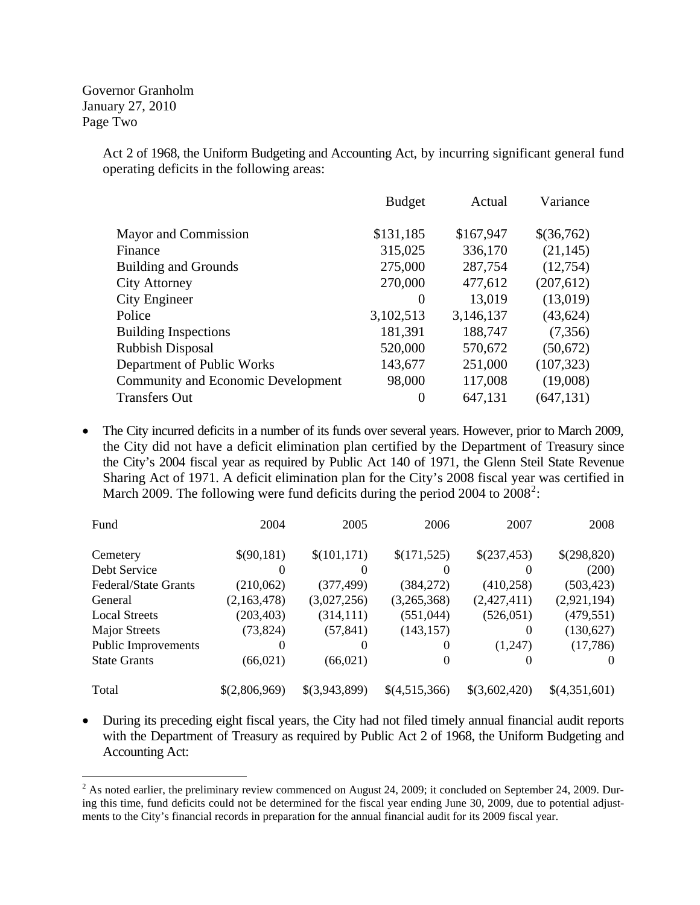Act 2 of 1968, the Uniform Budgeting and Accounting Act, by incurring significant general fund operating deficits in the following areas:

| | Budget | Actual | Variance |
|---|---|---|---|
| Mayor and Commission | $131,185 | $167,947 | $(36,762) |
| Finance | 315,025 | 336,170 | (21,145) |
| Building and Grounds | 275,000 | 287,754 | (12,754) |
| City Attorney | 270,000 | 477,612 | (207,612) |
| City Engineer | 0 | 13,019 | (13,019) |
| Police | 3,102,513 | 3,146,137 | (43,624) |
| Building Inspections | 181,391 | 188,747 | (7,356) |
| Rubbish Disposal | 520,000 | 570,672 | (50,672) |
| Department of Public Works | 143,677 | 251,000 | (107,323) |
| Community and Economic Development | 98,000 | 117,008 | (19,008) |
| Transfers Out | 0 | 647,131 | (647,131) |

- The City incurred deficits in a number of its funds over several years. However, prior to March 2009, the City did not have a deficit elimination plan certified by the Department of Treasury since the City's 2004 fiscal year as required by Public Act 140 of 1971, the Glenn Steil State Revenue Sharing Act of 1971. A deficit elimination plan for the City's 2008 fiscal year was certified in March 2009. The following were fund deficits during the period 2004 to 2008[2]:

| Fund | 2004 | 2005 | 2006 | 2007 | 2008 |
|---|---|---|---|---|---|
| Cemetery | $(90,181) | $(101,171) | $(171,525) | $(237,453) | $(298,820) |
| Debt Service | 0 | 0 | 0 | 0 | (200) |
| Federal/State Grants | (210,062) | (377,499) | (384,272) | (410,258) | (503,423) |
| General | (2,163,478) | (3,027,256) | (3,265,368) | (2,427,411) | (2,921,194) |
| Local Streets | (203,403) | (314,111) | (551,044) | (526,051) | (479,551) |
| Major Streets | (73,824) | (57,841) | (143,157) | 0 | (130,627) |
| Public Improvements | 0 | 0 | 0 | (1,247) | (17,786) |
| State Grants | (66,021) | (66,021) | 0 | 0 | 0 |
| Total | $(2,806,969) | $(3,943,899) | $(4,515,366) | $(3,602,420) | $(4,351,601) |

- During its preceding eight fiscal years, the City had not filed timely annual financial audit reports with the Department of Treasury as required by Public Act 2 of 1968, the Uniform Budgeting and Accounting Act:

[2] As noted earlier, the preliminary review commenced on August 24, 2009; it concluded on September 24, 2009. During this time, fund deficits could not be determined for the fiscal year ending June 30, 2009, due to potential adjustments to the City's financial records in preparation for the annual financial audit for its 2009 fiscal year.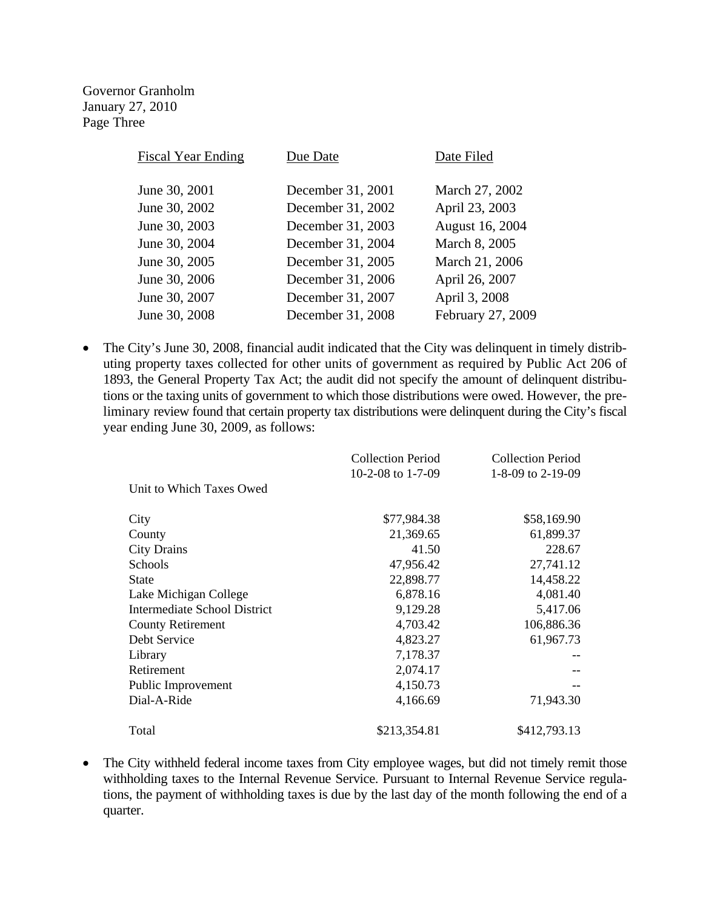| Fiscal Year Ending | Due Date | Date Filed |
|---|---|---|
| June 30, 2001 | December 31, 2001 | March 27, 2002 |
| June 30, 2002 | December 31, 2002 | April 23, 2003 |
| June 30, 2003 | December 31, 2003 | August 16, 2004 |
| June 30, 2004 | December 31, 2004 | March 8, 2005 |
| June 30, 2005 | December 31, 2005 | March 21, 2006 |
| June 30, 2006 | December 31, 2006 | April 26, 2007 |
| June 30, 2007 | December 31, 2007 | April 3, 2008 |
| June 30, 2008 | December 31, 2008 | February 27, 2009 |

- The City's June 30, 2008, financial audit indicated that the City was delinquent in timely distributing property taxes collected for other units of government as required by Public Act 206 of 1893, the General Property Tax Act; the audit did not specify the amount of delinquent distributions or the taxing units of government to which those distributions were owed. However, the preliminary review found that certain property tax distributions were delinquent during the City's fiscal year ending June 30, 2009, as follows:

| Unit to Which Taxes Owed | Collection Period 10-2-08 to 1-7-09 | Collection Period 1-8-09 to 2-19-09 |
|---|---|---|
| City | $77,984.38 | $58,169.90 |
| County | 21,369.65 | 61,899.37 |
| City Drains | 41.50 | 228.67 |
| Schools | 47,956.42 | 27,741.12 |
| State | 22,898.77 | 14,458.22 |
| Lake Michigan College | 6,878.16 | 4,081.40 |
| Intermediate School District | 9,129.28 | 5,417.06 |
| County Retirement | 4,703.42 | 106,886.36 |
| Debt Service | 4,823.27 | 61,967.73 |
| Library | 7,178.37 | -- |
| Retirement | 2,074.17 | -- |
| Public Improvement | 4,150.73 | -- |
| Dial-A-Ride | 4,166.69 | 71,943.30 |
| Total | $213,354.81 | $412,793.13 |

- The City withheld federal income taxes from City employee wages, but did not timely remit those withholding taxes to the Internal Revenue Service. Pursuant to Internal Revenue Service regulations, the payment of withholding taxes is due by the last day of the month following the end of a quarter.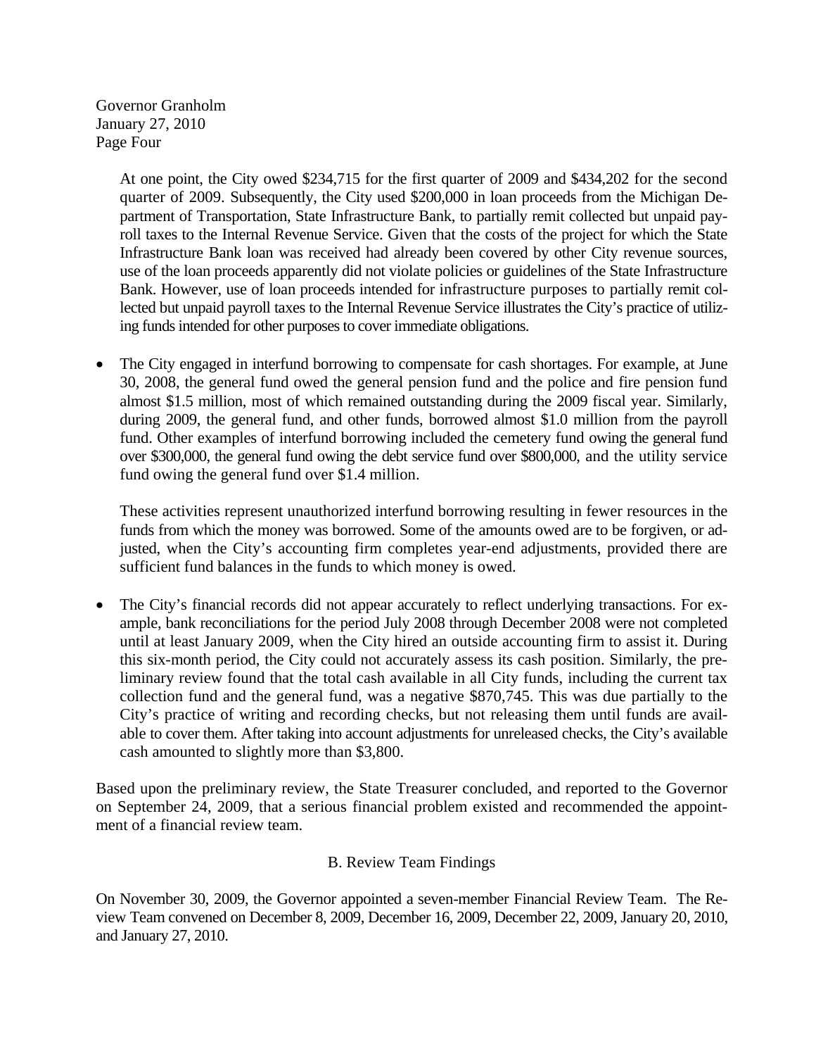At one point, the City owed $234,715 for the first quarter of 2009 and $434,202 for the second quarter of 2009. Subsequently, the City used $200,000 in loan proceeds from the Michigan Department of Transportation, State Infrastructure Bank, to partially remit collected but unpaid payroll taxes to the Internal Revenue Service. Given that the costs of the project for which the State Infrastructure Bank loan was received had already been covered by other City revenue sources, use of the loan proceeds apparently did not violate policies or guidelines of the State Infrastructure Bank. However, use of loan proceeds intended for infrastructure purposes to partially remit collected but unpaid payroll taxes to the Internal Revenue Service illustrates the City's practice of utilizing funds intended for other purposes to cover immediate obligations.

- The City engaged in interfund borrowing to compensate for cash shortages. For example, at June 30, 2008, the general fund owed the general pension fund and the police and fire pension fund almost $1.5 million, most of which remained outstanding during the 2009 fiscal year. Similarly, during 2009, the general fund, and other funds, borrowed almost $1.0 million from the payroll fund. Other examples of interfund borrowing included the cemetery fund owing the general fund over $300,000, the general fund owing the debt service fund over $800,000, and the utility service fund owing the general fund over $1.4 million.

  These activities represent unauthorized interfund borrowing resulting in fewer resources in the funds from which the money was borrowed. Some of the amounts owed are to be forgiven, or adjusted, when the City's accounting firm completes year-end adjustments, provided there are sufficient fund balances in the funds to which money is owed.

- The City's financial records did not appear accurately to reflect underlying transactions. For example, bank reconciliations for the period July 2008 through December 2008 were not completed until at least January 2009, when the City hired an outside accounting firm to assist it. During this six-month period, the City could not accurately assess its cash position. Similarly, the preliminary review found that the total cash available in all City funds, including the current tax collection fund and the general fund, was a negative $870,745. This was due partially to the City's practice of writing and recording checks, but not releasing them until funds are available to cover them. After taking into account adjustments for unreleased checks, the City's available cash amounted to slightly more than $3,800.

Based upon the preliminary review, the State Treasurer concluded, and reported to the Governor on September 24, 2009, that a serious financial problem existed and recommended the appointment of a financial review team.

### B. Review Team Findings

On November 30, 2009, the Governor appointed a seven-member Financial Review Team. The Review Team convened on December 8, 2009, December 16, 2009, December 22, 2009, January 20, 2010, and January 27, 2010.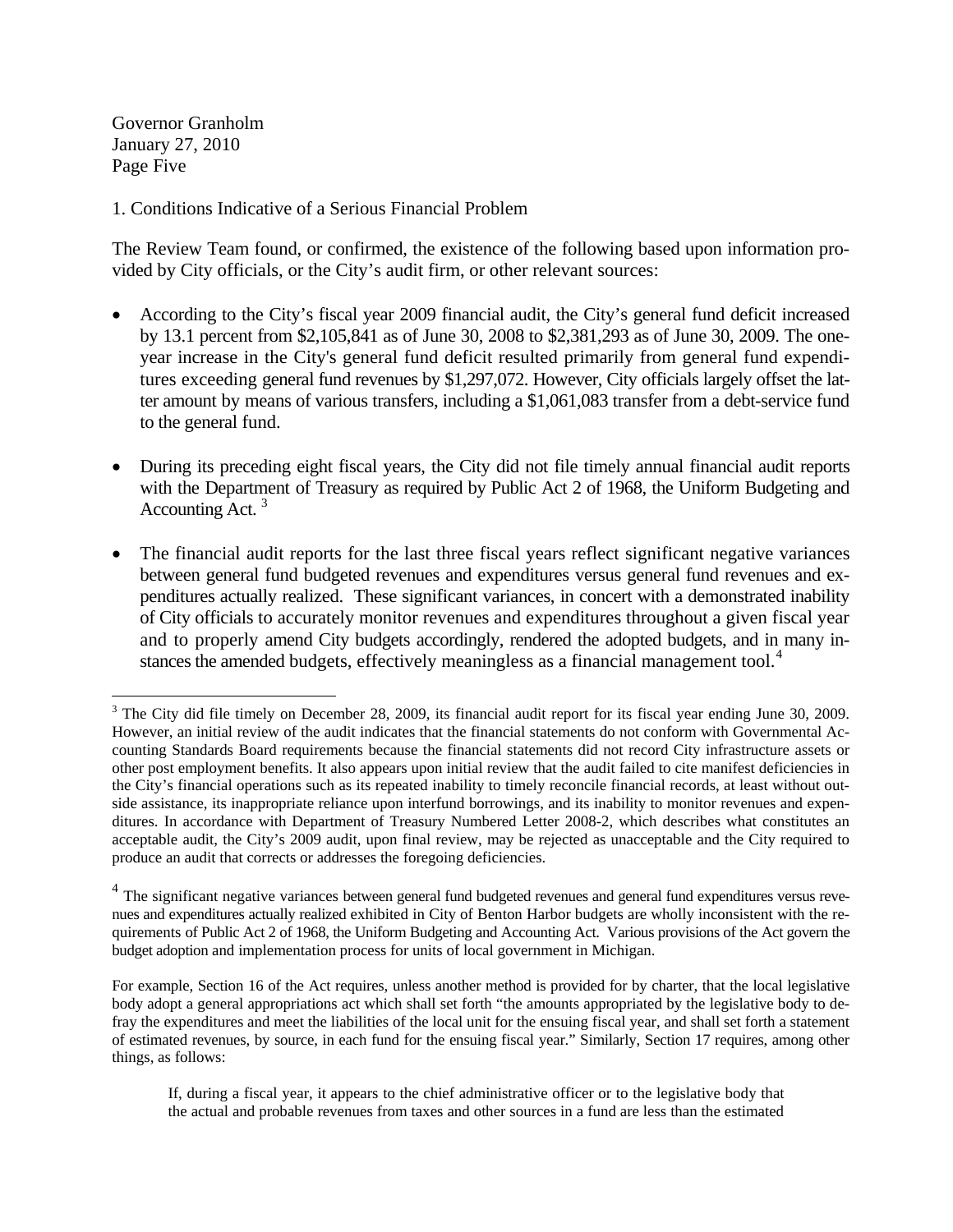Governor Granholm
January 27, 2010

1. Conditions Indicative of a Serious Financial Problem

The Review Team found, or confirmed, the existence of the following based upon information provided by City officials, or the City's audit firm, or other relevant sources:

- According to the City's fiscal year 2009 financial audit, the City's general fund deficit increased by 13.1 percent from $2,105,841 as of June 30, 2008 to $2,381,293 as of June 30, 2009. The one-year increase in the City's general fund deficit resulted primarily from general fund expenditures exceeding general fund revenues by $1,297,072. However, City officials largely offset the latter amount by means of various transfers, including a $1,061,083 transfer from a debt-service fund to the general fund.

- During its preceding eight fiscal years, the City did not file timely annual financial audit reports with the Department of Treasury as required by Public Act 2 of 1968, the Uniform Budgeting and Accounting Act. [3]

- The financial audit reports for the last three fiscal years reflect significant negative variances between general fund budgeted revenues and expenditures versus general fund revenues and expenditures actually realized. These significant variances, in concert with a demonstrated inability of City officials to accurately monitor revenues and expenditures throughout a given fiscal year and to properly amend City budgets accordingly, rendered the adopted budgets, and in many instances the amended budgets, effectively meaningless as a financial management tool. [4]

---

[3] The City did file timely on December 28, 2009, its financial audit report for its fiscal year ending June 30, 2009. However, an initial review of the audit indicates that the financial statements do not conform with Governmental Accounting Standards Board requirements because the financial statements did not record City infrastructure assets or other post employment benefits. It also appears upon initial review that the audit failed to cite manifest deficiencies in the City's financial operations such as its repeated inability to timely reconcile financial records, at least without outside assistance, its inappropriate reliance upon interfund borrowings, and its inability to monitor revenues and expenditures. In accordance with Department of Treasury Numbered Letter 2008-2, which describes what constitutes an acceptable audit, the City's 2009 audit, upon final review, may be rejected as unacceptable and the City required to produce an audit that corrects or addresses the foregoing deficiencies.

[4] The significant negative variances between general fund budgeted revenues and general fund expenditures versus revenues and expenditures actually realized exhibited in City of Benton Harbor budgets are wholly inconsistent with the requirements of Public Act 2 of 1968, the Uniform Budgeting and Accounting Act. Various provisions of the Act govern the budget adoption and implementation process for units of local government in Michigan.

For example, Section 16 of the Act requires, unless another method is provided for by charter, that the local legislative body adopt a general appropriations act which shall set forth "the amounts appropriated by the legislative body to defray the expenditures and meet the liabilities of the local unit for the ensuing fiscal year, and shall set forth a statement of estimated revenues, by source, in each fund for the ensuing fiscal year." Similarly, Section 17 requires, among other things, as follows:

> If, during a fiscal year, it appears to the chief administrative officer or to the legislative body that the actual and probable revenues from taxes and other sources in a fund are less than the estimated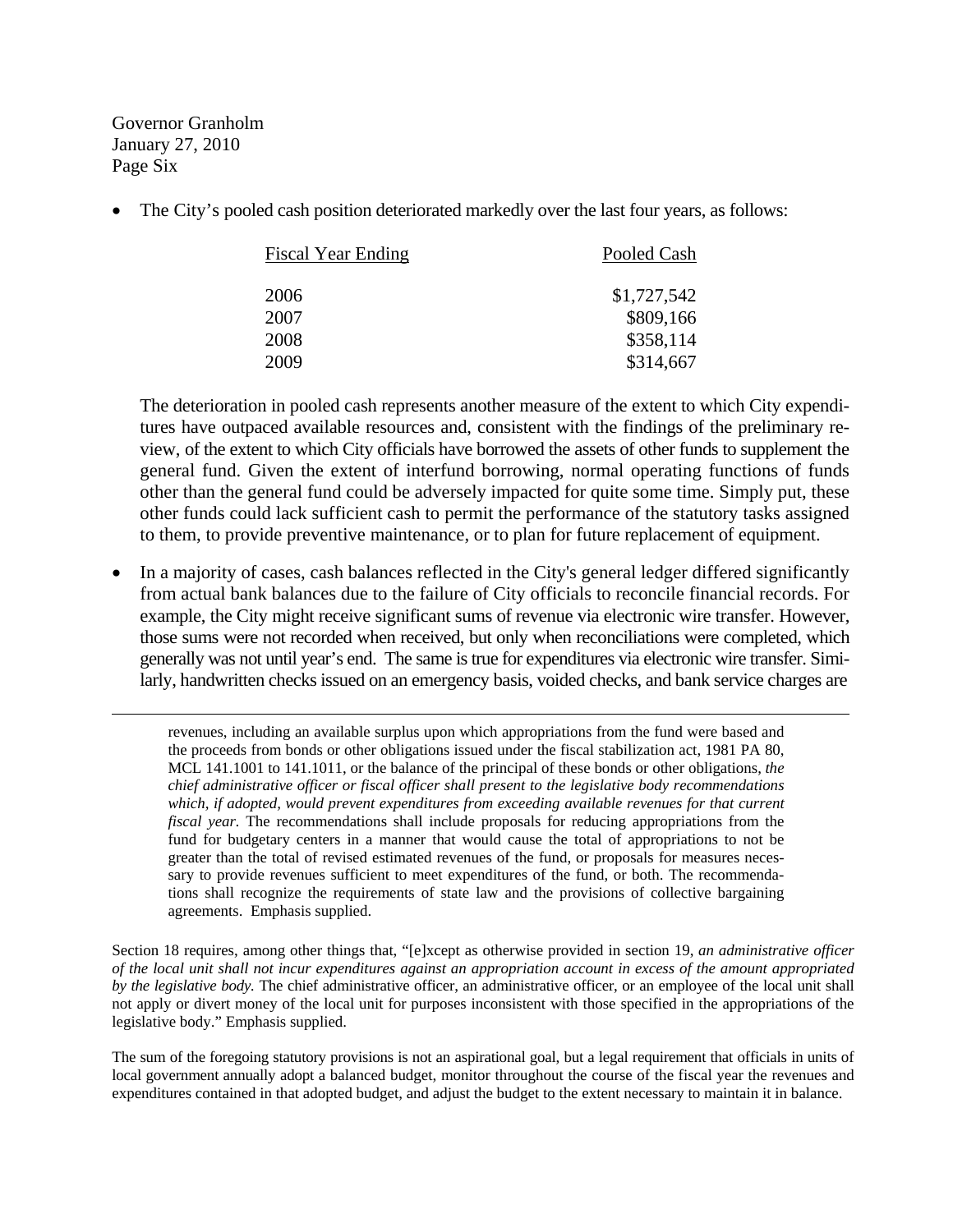- The City's pooled cash position deteriorated markedly over the last four years, as follows:

| Fiscal Year Ending | Pooled Cash |
|---|---|
| 2006 | $1,727,542 |
| 2007 | $809,166 |
| 2008 | $358,114 |
| 2009 | $314,667 |

  The deterioration in pooled cash represents another measure of the extent to which City expenditures have outpaced available resources and, consistent with the findings of the preliminary review, of the extent to which City officials have borrowed the assets of other funds to supplement the general fund. Given the extent of interfund borrowing, normal operating functions of funds other than the general fund could be adversely impacted for quite some time. Simply put, these other funds could lack sufficient cash to permit the performance of the statutory tasks assigned to them, to provide preventive maintenance, or to plan for future replacement of equipment.

- In a majority of cases, cash balances reflected in the City's general ledger differed significantly from actual bank balances due to the failure of City officials to reconcile financial records. For example, the City might receive significant sums of revenue via electronic wire transfer. However, those sums were not recorded when received, but only when reconciliations were completed, which generally was not until year's end. The same is true for expenditures via electronic wire transfer. Similarly, handwritten checks issued on an emergency basis, voided checks, and bank service charges are

---

> revenues, including an available surplus upon which appropriations from the fund were based and the proceeds from bonds or other obligations issued under the fiscal stabilization act, 1981 PA 80, MCL 141.1001 to 141.1011, or the balance of the principal of these bonds or other obligations, *the chief administrative officer or fiscal officer shall present to the legislative body recommendations which, if adopted, would prevent expenditures from exceeding available revenues for that current fiscal year*. The recommendations shall include proposals for reducing appropriations from the fund for budgetary centers in a manner that would cause the total of appropriations to not be greater than the total of revised estimated revenues of the fund, or proposals for measures necessary to provide revenues sufficient to meet expenditures of the fund, or both. The recommendations shall recognize the requirements of state law and the provisions of collective bargaining agreements. Emphasis supplied.

Section 18 requires, among other things that, "[e]xcept as otherwise provided in section 19, *an administrative officer of the local unit shall not incur expenditures against an appropriation account in excess of the amount appropriated by the legislative body.* The chief administrative officer, an administrative officer, or an employee of the local unit shall not apply or divert money of the local unit for purposes inconsistent with those specified in the appropriations of the legislative body." Emphasis supplied.

The sum of the foregoing statutory provisions is not an aspirational goal, but a legal requirement that officials in units of local government annually adopt a balanced budget, monitor throughout the course of the fiscal year the revenues and expenditures contained in that adopted budget, and adjust the budget to the extent necessary to maintain it in balance.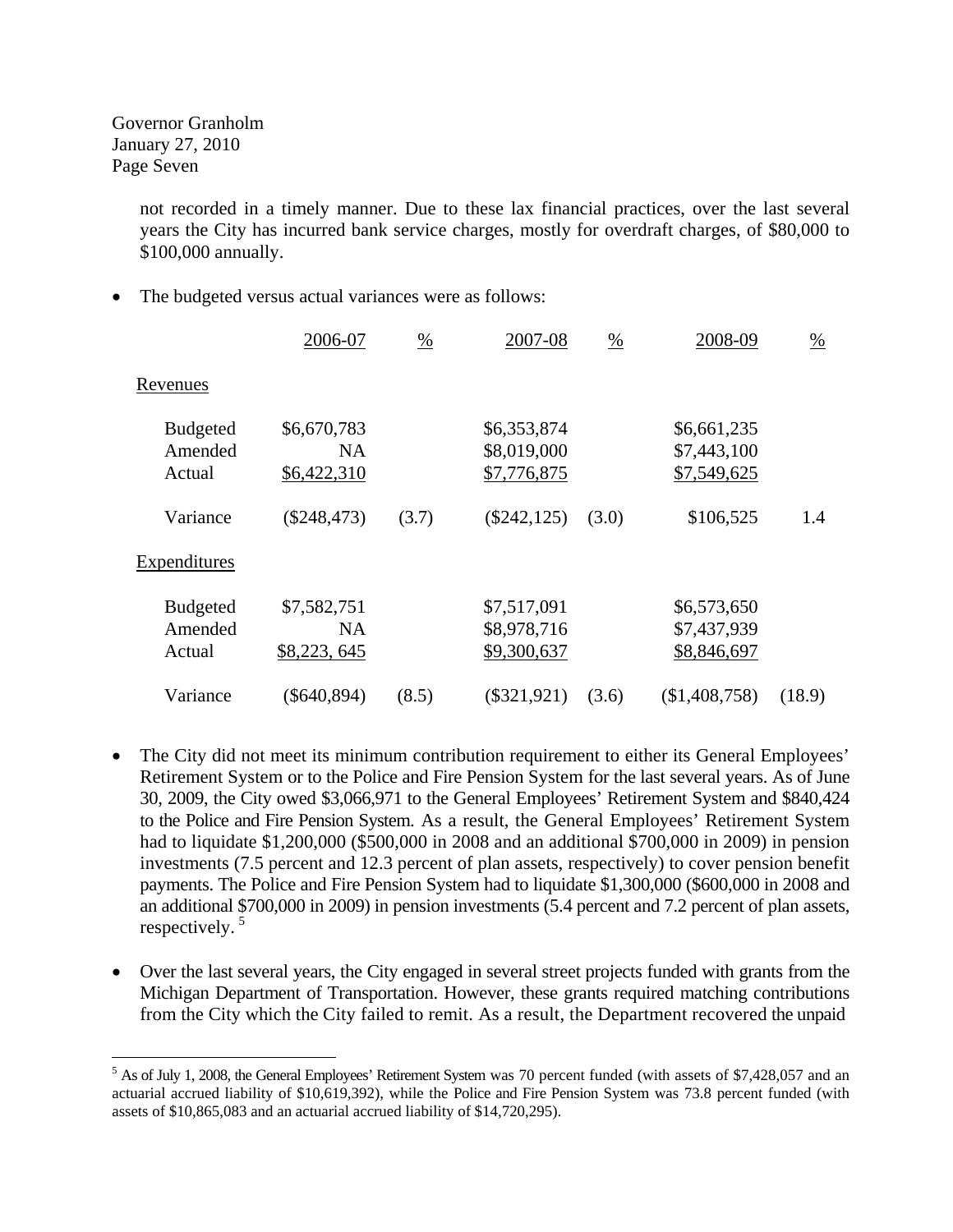not recorded in a timely manner. Due to these lax financial practices, over the last several years the City has incurred bank service charges, mostly for overdraft charges, of \$80,000 to \$100,000 annually.

- The budgeted versus actual variances were as follows:

| | 2006-07 | % | 2007-08 | % | 2008-09 | % |
|---|---|---|---|---|---|---|
| Revenues | | | | | | |
| Budgeted | \$6,670,783 | | \$6,353,874 | | \$6,661,235 | |
| Amended | NA | | \$8,019,000 | | \$7,443,100 | |
| Actual | \$6,422,310 | | \$7,776,875 | | \$7,549,625 | |
| Variance | (\$248,473) | (3.7) | (\$242,125) | (3.0) | \$106,525 | 1.4 |
| Expenditures | | | | | | |
| Budgeted | \$7,582,751 | | \$7,517,091 | | \$6,573,650 | |
| Amended | NA | | \$8,978,716 | | \$7,437,939 | |
| Actual | \$8,223, 645 | | \$9,300,637 | | \$8,846,697 | |
| Variance | (\$640,894) | (8.5) | (\$321,921) | (3.6) | (\$1,408,758) | (18.9) |

- The City did not meet its minimum contribution requirement to either its General Employees' Retirement System or to the Police and Fire Pension System for the last several years. As of June 30, 2009, the City owed \$3,066,971 to the General Employees' Retirement System and \$840,424 to the Police and Fire Pension System. As a result, the General Employees' Retirement System had to liquidate \$1,200,000 (\$500,000 in 2008 and an additional \$700,000 in 2009) in pension investments (7.5 percent and 12.3 percent of plan assets, respectively) to cover pension benefit payments. The Police and Fire Pension System had to liquidate \$1,300,000 (\$600,000 in 2008 and an additional \$700,000 in 2009) in pension investments (5.4 percent and 7.2 percent of plan assets, respectively.[5]

- Over the last several years, the City engaged in several street projects funded with grants from the Michigan Department of Transportation. However, these grants required matching contributions from the City which the City failed to remit. As a result, the Department recovered the unpaid

[5] As of July 1, 2008, the General Employees' Retirement System was 70 percent funded (with assets of \$7,428,057 and an actuarial accrued liability of \$10,619,392), while the Police and Fire Pension System was 73.8 percent funded (with assets of \$10,865,083 and an actuarial accrued liability of \$14,720,295).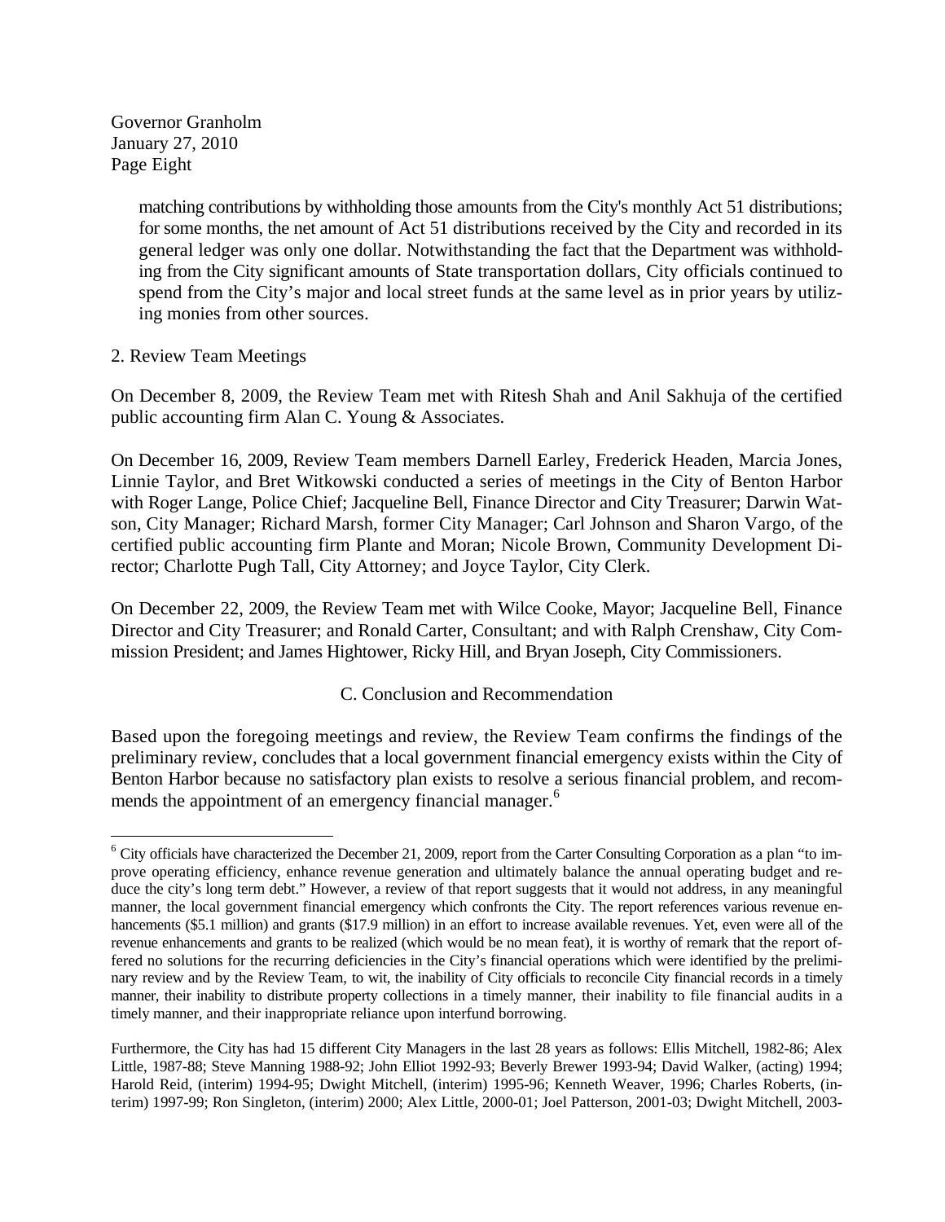matching contributions by withholding those amounts from the City's monthly Act 51 distributions; for some months, the net amount of Act 51 distributions received by the City and recorded in its general ledger was only one dollar. Notwithstanding the fact that the Department was withholding from the City significant amounts of State transportation dollars, City officials continued to spend from the City's major and local street funds at the same level as in prior years by utilizing monies from other sources.

2. Review Team Meetings

On December 8, 2009, the Review Team met with Ritesh Shah and Anil Sakhuja of the certified public accounting firm Alan C. Young & Associates.

On December 16, 2009, Review Team members Darnell Earley, Frederick Headen, Marcia Jones, Linnie Taylor, and Bret Witkowski conducted a series of meetings in the City of Benton Harbor with Roger Lange, Police Chief; Jacqueline Bell, Finance Director and City Treasurer; Darwin Watson, City Manager; Richard Marsh, former City Manager; Carl Johnson and Sharon Vargo, of the certified public accounting firm Plante and Moran; Nicole Brown, Community Development Director; Charlotte Pugh Tall, City Attorney; and Joyce Taylor, City Clerk.

On December 22, 2009, the Review Team met with Wilce Cooke, Mayor; Jacqueline Bell, Finance Director and City Treasurer; and Ronald Carter, Consultant; and with Ralph Crenshaw, City Commission President; and James Hightower, Ricky Hill, and Bryan Joseph, City Commissioners.

## C. Conclusion and Recommendation

Based upon the foregoing meetings and review, the Review Team confirms the findings of the preliminary review, concludes that a local government financial emergency exists within the City of Benton Harbor because no satisfactory plan exists to resolve a serious financial problem, and recommends the appointment of an emergency financial manager.[6]

---

[6] City officials have characterized the December 21, 2009, report from the Carter Consulting Corporation as a plan "to improve operating efficiency, enhance revenue generation and ultimately balance the annual operating budget and reduce the city's long term debt." However, a review of that report suggests that it would not address, in any meaningful manner, the local government financial emergency which confronts the City. The report references various revenue enhancements ($5.1 million) and grants ($17.9 million) in an effort to increase available revenues. Yet, even were all of the revenue enhancements and grants to be realized (which would be no mean feat), it is worthy of remark that the report offered no solutions for the recurring deficiencies in the City's financial operations which were identified by the preliminary review and by the Review Team, to wit, the inability of City officials to reconcile City financial records in a timely manner, their inability to distribute property collections in a timely manner, their inability to file financial audits in a timely manner, and their inappropriate reliance upon interfund borrowing.

Furthermore, the City has had 15 different City Managers in the last 28 years as follows: Ellis Mitchell, 1982-86; Alex Little, 1987-88; Steve Manning 1988-92; John Elliot 1992-93; Beverly Brewer 1993-94; David Walker, (acting) 1994; Harold Reid, (interim) 1994-95; Dwight Mitchell, (interim) 1995-96; Kenneth Weaver, 1996; Charles Roberts, (interim) 1997-99; Ron Singleton, (interim) 2000; Alex Little, 2000-01; Joel Patterson, 2001-03; Dwight Mitchell, 2003-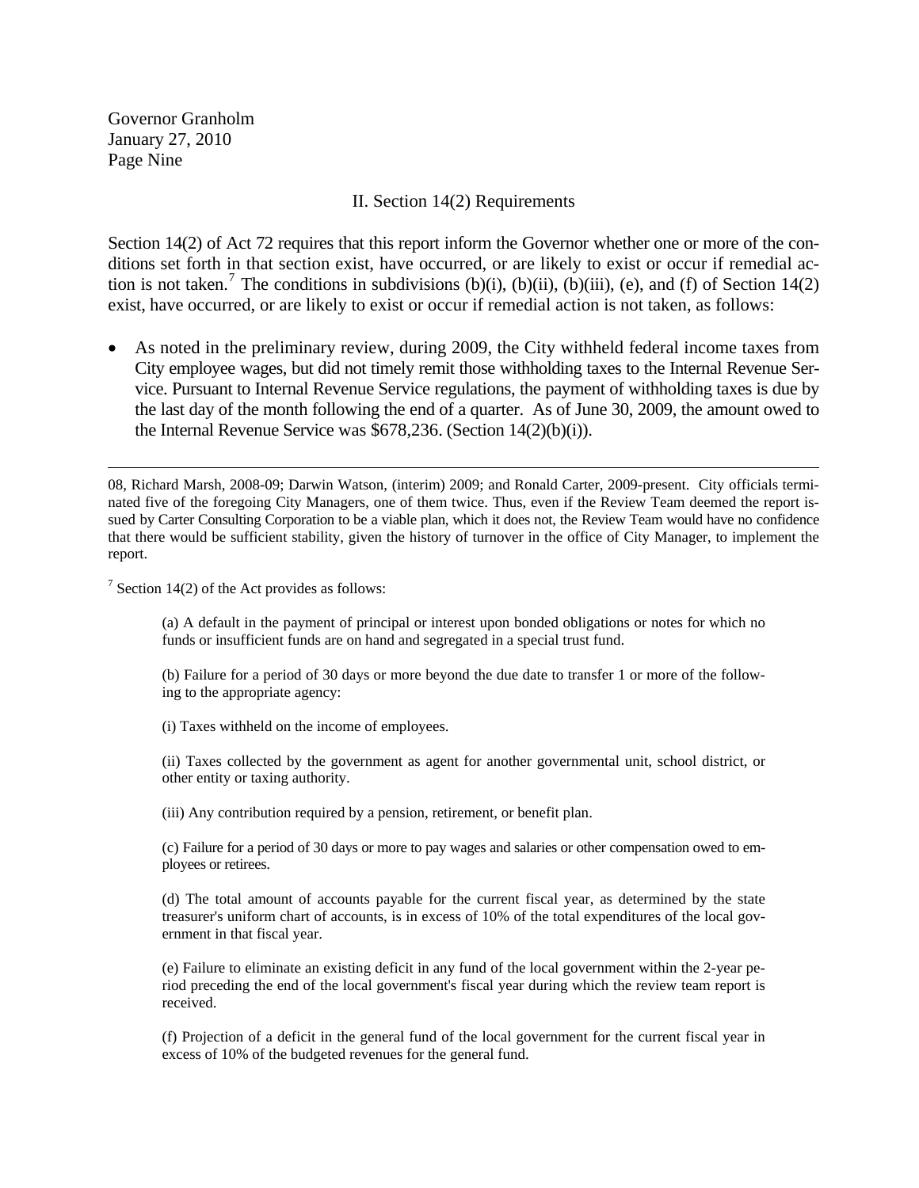Governor Granholm
January 27, 2010
Page Nine

## II. Section 14(2) Requirements

Section 14(2) of Act 72 requires that this report inform the Governor whether one or more of the conditions set forth in that section exist, have occurred, or are likely to exist or occur if remedial action is not taken.[7] The conditions in subdivisions (b)(i), (b)(ii), (b)(iii), (e), and (f) of Section 14(2) exist, have occurred, or are likely to exist or occur if remedial action is not taken, as follows:

- As noted in the preliminary review, during 2009, the City withheld federal income taxes from City employee wages, but did not timely remit those withholding taxes to the Internal Revenue Service. Pursuant to Internal Revenue Service regulations, the payment of withholding taxes is due by the last day of the month following the end of a quarter. As of June 30, 2009, the amount owed to the Internal Revenue Service was $678,236. (Section 14(2)(b)(i)).

---

08, Richard Marsh, 2008-09; Darwin Watson, (interim) 2009; and Ronald Carter, 2009-present. City officials terminated five of the foregoing City Managers, one of them twice. Thus, even if the Review Team deemed the report issued by Carter Consulting Corporation to be a viable plan, which it does not, the Review Team would have no confidence that there would be sufficient stability, given the history of turnover in the office of City Manager, to implement the report.

[7] Section 14(2) of the Act provides as follows:

> (a) A default in the payment of principal or interest upon bonded obligations or notes for which no funds or insufficient funds are on hand and segregated in a special trust fund.
>
> (b) Failure for a period of 30 days or more beyond the due date to transfer 1 or more of the following to the appropriate agency:
>
> (i) Taxes withheld on the income of employees.
>
> (ii) Taxes collected by the government as agent for another governmental unit, school district, or other entity or taxing authority.
>
> (iii) Any contribution required by a pension, retirement, or benefit plan.
>
> (c) Failure for a period of 30 days or more to pay wages and salaries or other compensation owed to employees or retirees.
>
> (d) The total amount of accounts payable for the current fiscal year, as determined by the state treasurer's uniform chart of accounts, is in excess of 10% of the total expenditures of the local government in that fiscal year.
>
> (e) Failure to eliminate an existing deficit in any fund of the local government within the 2-year period preceding the end of the local government's fiscal year during which the review team report is received.
>
> (f) Projection of a deficit in the general fund of the local government for the current fiscal year in excess of 10% of the budgeted revenues for the general fund.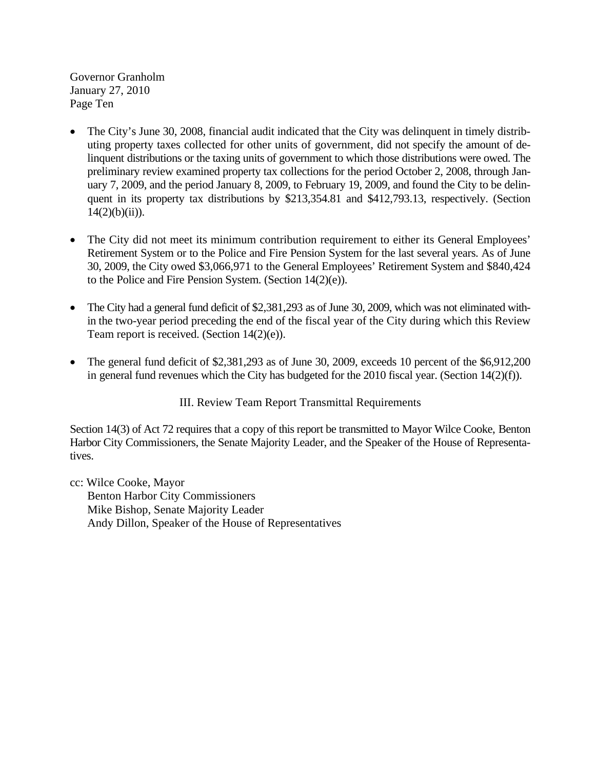Governor Granholm
January 27, 2010
Page Ten

- The City's June 30, 2008, financial audit indicated that the City was delinquent in timely distributing property taxes collected for other units of government, did not specify the amount of delinquent distributions or the taxing units of government to which those distributions were owed. The preliminary review examined property tax collections for the period October 2, 2008, through January 7, 2009, and the period January 8, 2009, to February 19, 2009, and found the City to be delinquent in its property tax distributions by $213,354.81 and $412,793.13, respectively. (Section 14(2)(b)(ii)).

- The City did not meet its minimum contribution requirement to either its General Employees' Retirement System or to the Police and Fire Pension System for the last several years. As of June 30, 2009, the City owed $3,066,971 to the General Employees' Retirement System and $840,424 to the Police and Fire Pension System. (Section 14(2)(e)).

- The City had a general fund deficit of $2,381,293 as of June 30, 2009, which was not eliminated within the two-year period preceding the end of the fiscal year of the City during which this Review Team report is received. (Section 14(2)(e)).

- The general fund deficit of $2,381,293 as of June 30, 2009, exceeds 10 percent of the $6,912,200 in general fund revenues which the City has budgeted for the 2010 fiscal year. (Section 14(2)(f)).

## III. Review Team Report Transmittal Requirements

Section 14(3) of Act 72 requires that a copy of this report be transmitted to Mayor Wilce Cooke, Benton Harbor City Commissioners, the Senate Majority Leader, and the Speaker of the House of Representatives.

cc: Wilce Cooke, Mayor
Benton Harbor City Commissioners
Mike Bishop, Senate Majority Leader
Andy Dillon, Speaker of the House of Representatives